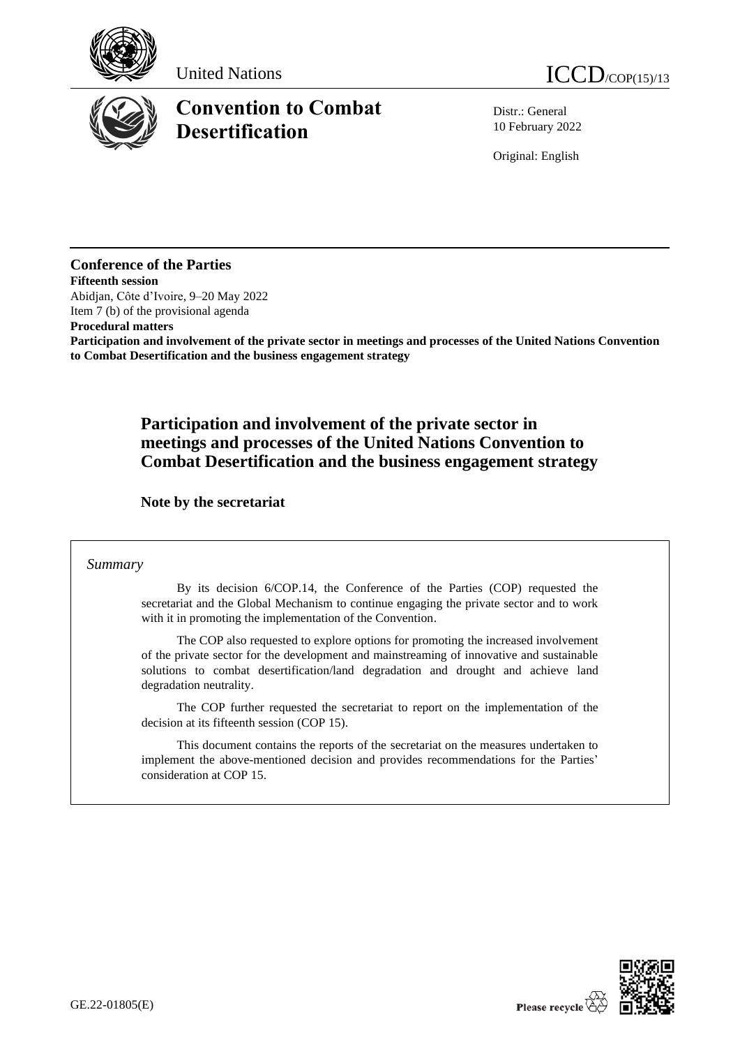United Nations ICCD/COP(15)/13

# Convention to Combat Desertification

Distr.: General
10 February 2022

Original: English

**Conference of the Parties**
**Fifteenth session**
Abidjan, Côte d'Ivoire, 9–20 May 2022
Item 7 (b) of the provisional agenda
**Procedural matters**
**Participation and involvement of the private sector in meetings and processes of the United Nations Convention to Combat Desertification and the business engagement strategy**

## Participation and involvement of the private sector in meetings and processes of the United Nations Convention to Combat Desertification and the business engagement strategy

### Note by the secretariat

*Summary*

By its decision 6/COP.14, the Conference of the Parties (COP) requested the secretariat and the Global Mechanism to continue engaging the private sector and to work with it in promoting the implementation of the Convention.

The COP also requested to explore options for promoting the increased involvement of the private sector for the development and mainstreaming of innovative and sustainable solutions to combat desertification/land degradation and drought and achieve land degradation neutrality.

The COP further requested the secretariat to report on the implementation of the decision at its fifteenth session (COP 15).

This document contains the reports of the secretariat on the measures undertaken to implement the above-mentioned decision and provides recommendations for the Parties' consideration at COP 15.

GE.22-01805(E)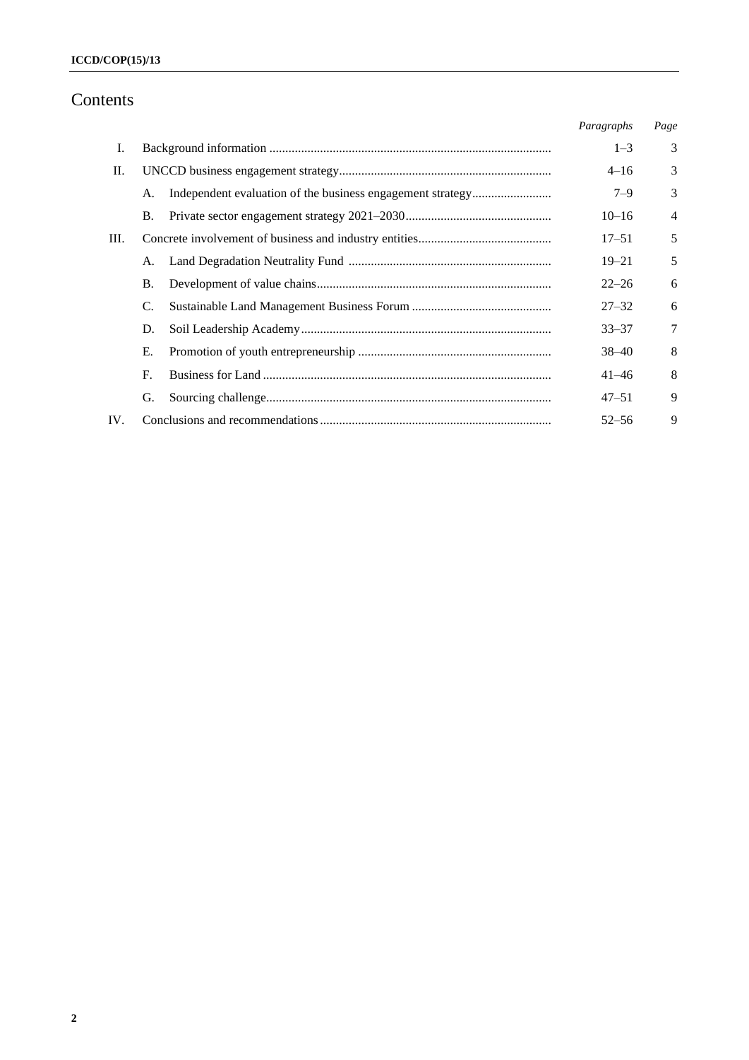# Contents

| | | | *Paragraphs* | *Page* |
|---|---|---|---|---|
| I. | Background information | | 1–3 | 3 |
| II. | UNCCD business engagement strategy | | 4–16 | 3 |
| | A. | Independent evaluation of the business engagement strategy | 7–9 | 3 |
| | B. | Private sector engagement strategy 2021–2030 | 10–16 | 4 |
| III. | Concrete involvement of business and industry entities | | 17–51 | 5 |
| | A. | Land Degradation Neutrality Fund | 19–21 | 5 |
| | B. | Development of value chains | 22–26 | 6 |
| | C. | Sustainable Land Management Business Forum | 27–32 | 6 |
| | D. | Soil Leadership Academy | 33–37 | 7 |
| | E. | Promotion of youth entrepreneurship | 38–40 | 8 |
| | F. | Business for Land | 41–46 | 8 |
| | G. | Sourcing challenge | 47–51 | 9 |
| IV. | Conclusions and recommendations | | 52–56 | 9 |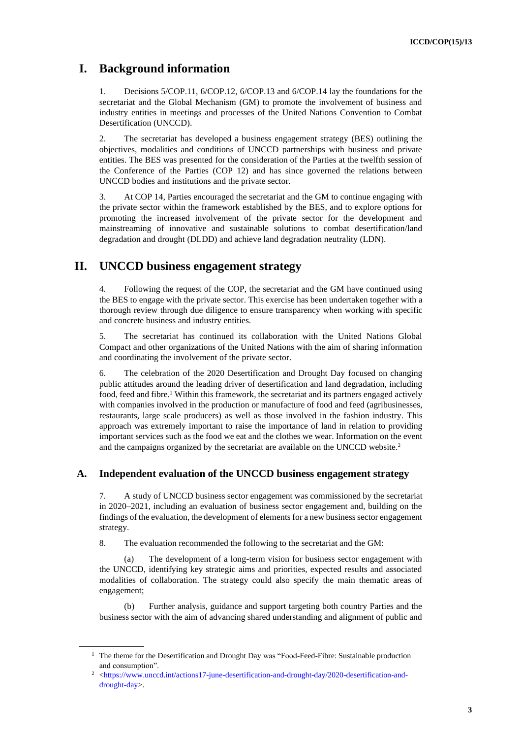# I. Background information

1. Decisions 5/COP.11, 6/COP.12, 6/COP.13 and 6/COP.14 lay the foundations for the secretariat and the Global Mechanism (GM) to promote the involvement of business and industry entities in meetings and processes of the United Nations Convention to Combat Desertification (UNCCD).

2. The secretariat has developed a business engagement strategy (BES) outlining the objectives, modalities and conditions of UNCCD partnerships with business and private entities. The BES was presented for the consideration of the Parties at the twelfth session of the Conference of the Parties (COP 12) and has since governed the relations between UNCCD bodies and institutions and the private sector.

3. At COP 14, Parties encouraged the secretariat and the GM to continue engaging with the private sector within the framework established by the BES, and to explore options for promoting the increased involvement of the private sector for the development and mainstreaming of innovative and sustainable solutions to combat desertification/land degradation and drought (DLDD) and achieve land degradation neutrality (LDN).

# II. UNCCD business engagement strategy

4. Following the request of the COP, the secretariat and the GM have continued using the BES to engage with the private sector. This exercise has been undertaken together with a thorough review through due diligence to ensure transparency when working with specific and concrete business and industry entities.

5. The secretariat has continued its collaboration with the United Nations Global Compact and other organizations of the United Nations with the aim of sharing information and coordinating the involvement of the private sector.

6. The celebration of the 2020 Desertification and Drought Day focused on changing public attitudes around the leading driver of desertification and land degradation, including food, feed and fibre.[1] Within this framework, the secretariat and its partners engaged actively with companies involved in the production or manufacture of food and feed (agribusinesses, restaurants, large scale producers) as well as those involved in the fashion industry. This approach was extremely important to raise the importance of land in relation to providing important services such as the food we eat and the clothes we wear. Information on the event and the campaigns organized by the secretariat are available on the UNCCD website.[2]

## A. Independent evaluation of the UNCCD business engagement strategy

7. A study of UNCCD business sector engagement was commissioned by the secretariat in 2020–2021, including an evaluation of business sector engagement and, building on the findings of the evaluation, the development of elements for a new business sector engagement strategy.

8. The evaluation recommended the following to the secretariat and the GM:

(a) The development of a long-term vision for business sector engagement with the UNCCD, identifying key strategic aims and priorities, expected results and associated modalities of collaboration. The strategy could also specify the main thematic areas of engagement;

(b) Further analysis, guidance and support targeting both country Parties and the business sector with the aim of advancing shared understanding and alignment of public and

---

[1] The theme for the Desertification and Drought Day was "Food-Feed-Fibre: Sustainable production and consumption".

[2] <https://www.unccd.int/actions17-june-desertification-and-drought-day/2020-desertification-and-drought-day>.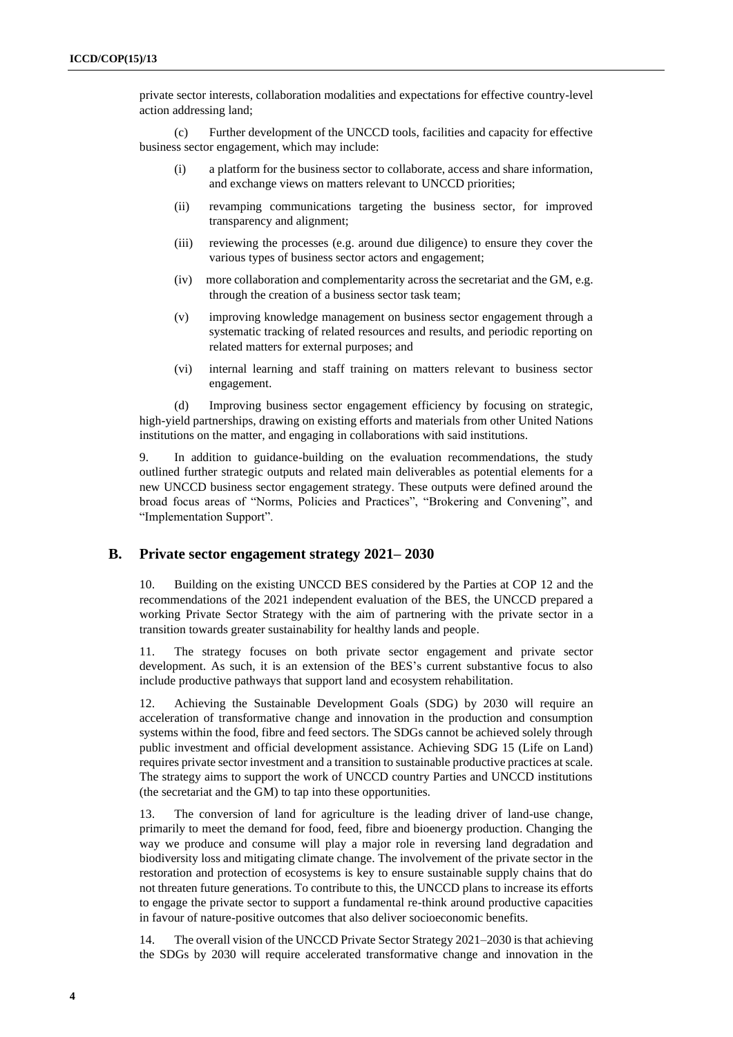private sector interests, collaboration modalities and expectations for effective country-level action addressing land;

(c) Further development of the UNCCD tools, facilities and capacity for effective business sector engagement, which may include:

(i) a platform for the business sector to collaborate, access and share information, and exchange views on matters relevant to UNCCD priorities;

(ii) revamping communications targeting the business sector, for improved transparency and alignment;

(iii) reviewing the processes (e.g. around due diligence) to ensure they cover the various types of business sector actors and engagement;

(iv) more collaboration and complementarity across the secretariat and the GM, e.g. through the creation of a business sector task team;

(v) improving knowledge management on business sector engagement through a systematic tracking of related resources and results, and periodic reporting on related matters for external purposes; and

(vi) internal learning and staff training on matters relevant to business sector engagement.

(d) Improving business sector engagement efficiency by focusing on strategic, high-yield partnerships, drawing on existing efforts and materials from other United Nations institutions on the matter, and engaging in collaborations with said institutions.

9. In addition to guidance-building on the evaluation recommendations, the study outlined further strategic outputs and related main deliverables as potential elements for a new UNCCD business sector engagement strategy. These outputs were defined around the broad focus areas of "Norms, Policies and Practices", "Brokering and Convening", and "Implementation Support".

## B. Private sector engagement strategy 2021– 2030

10. Building on the existing UNCCD BES considered by the Parties at COP 12 and the recommendations of the 2021 independent evaluation of the BES, the UNCCD prepared a working Private Sector Strategy with the aim of partnering with the private sector in a transition towards greater sustainability for healthy lands and people.

11. The strategy focuses on both private sector engagement and private sector development. As such, it is an extension of the BES's current substantive focus to also include productive pathways that support land and ecosystem rehabilitation.

12. Achieving the Sustainable Development Goals (SDG) by 2030 will require an acceleration of transformative change and innovation in the production and consumption systems within the food, fibre and feed sectors. The SDGs cannot be achieved solely through public investment and official development assistance. Achieving SDG 15 (Life on Land) requires private sector investment and a transition to sustainable productive practices at scale. The strategy aims to support the work of UNCCD country Parties and UNCCD institutions (the secretariat and the GM) to tap into these opportunities.

13. The conversion of land for agriculture is the leading driver of land-use change, primarily to meet the demand for food, feed, fibre and bioenergy production. Changing the way we produce and consume will play a major role in reversing land degradation and biodiversity loss and mitigating climate change. The involvement of the private sector in the restoration and protection of ecosystems is key to ensure sustainable supply chains that do not threaten future generations. To contribute to this, the UNCCD plans to increase its efforts to engage the private sector to support a fundamental re-think around productive capacities in favour of nature-positive outcomes that also deliver socioeconomic benefits.

14. The overall vision of the UNCCD Private Sector Strategy 2021–2030 is that achieving the SDGs by 2030 will require accelerated transformative change and innovation in the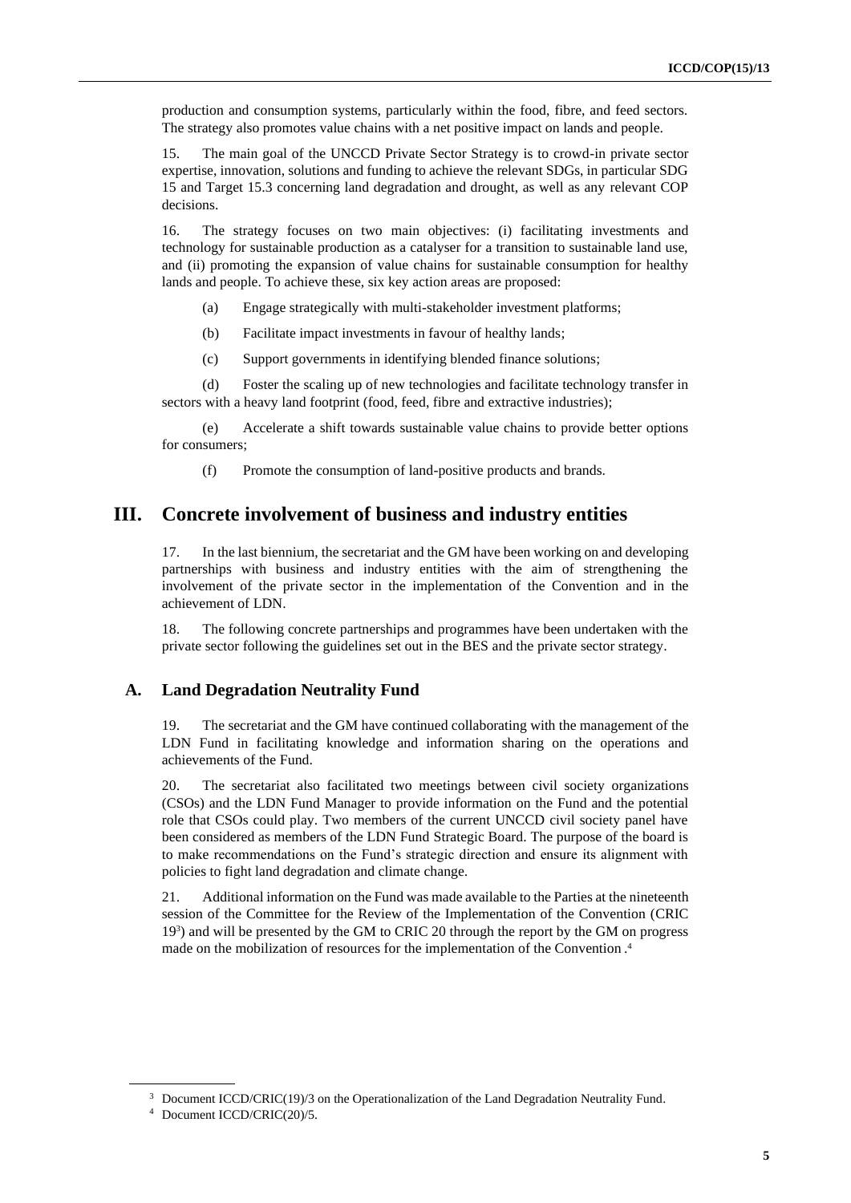production and consumption systems, particularly within the food, fibre, and feed sectors. The strategy also promotes value chains with a net positive impact on lands and people.

15. The main goal of the UNCCD Private Sector Strategy is to crowd-in private sector expertise, innovation, solutions and funding to achieve the relevant SDGs, in particular SDG 15 and Target 15.3 concerning land degradation and drought, as well as any relevant COP decisions.

16. The strategy focuses on two main objectives: (i) facilitating investments and technology for sustainable production as a catalyser for a transition to sustainable land use, and (ii) promoting the expansion of value chains for sustainable consumption for healthy lands and people. To achieve these, six key action areas are proposed:

(a) Engage strategically with multi-stakeholder investment platforms;

(b) Facilitate impact investments in favour of healthy lands;

(c) Support governments in identifying blended finance solutions;

(d) Foster the scaling up of new technologies and facilitate technology transfer in sectors with a heavy land footprint (food, feed, fibre and extractive industries);

(e) Accelerate a shift towards sustainable value chains to provide better options for consumers;

(f) Promote the consumption of land-positive products and brands.

# III. Concrete involvement of business and industry entities

17. In the last biennium, the secretariat and the GM have been working on and developing partnerships with business and industry entities with the aim of strengthening the involvement of the private sector in the implementation of the Convention and in the achievement of LDN.

18. The following concrete partnerships and programmes have been undertaken with the private sector following the guidelines set out in the BES and the private sector strategy.

## A. Land Degradation Neutrality Fund

19. The secretariat and the GM have continued collaborating with the management of the LDN Fund in facilitating knowledge and information sharing on the operations and achievements of the Fund.

20. The secretariat also facilitated two meetings between civil society organizations (CSOs) and the LDN Fund Manager to provide information on the Fund and the potential role that CSOs could play. Two members of the current UNCCD civil society panel have been considered as members of the LDN Fund Strategic Board. The purpose of the board is to make recommendations on the Fund's strategic direction and ensure its alignment with policies to fight land degradation and climate change.

21. Additional information on the Fund was made available to the Parties at the nineteenth session of the Committee for the Review of the Implementation of the Convention (CRIC 19[3]) and will be presented by the GM to CRIC 20 through the report by the GM on progress made on the mobilization of resources for the implementation of the Convention .[4]

[3] Document ICCD/CRIC(19)/3 on the Operationalization of the Land Degradation Neutrality Fund.

[4] Document ICCD/CRIC(20)/5.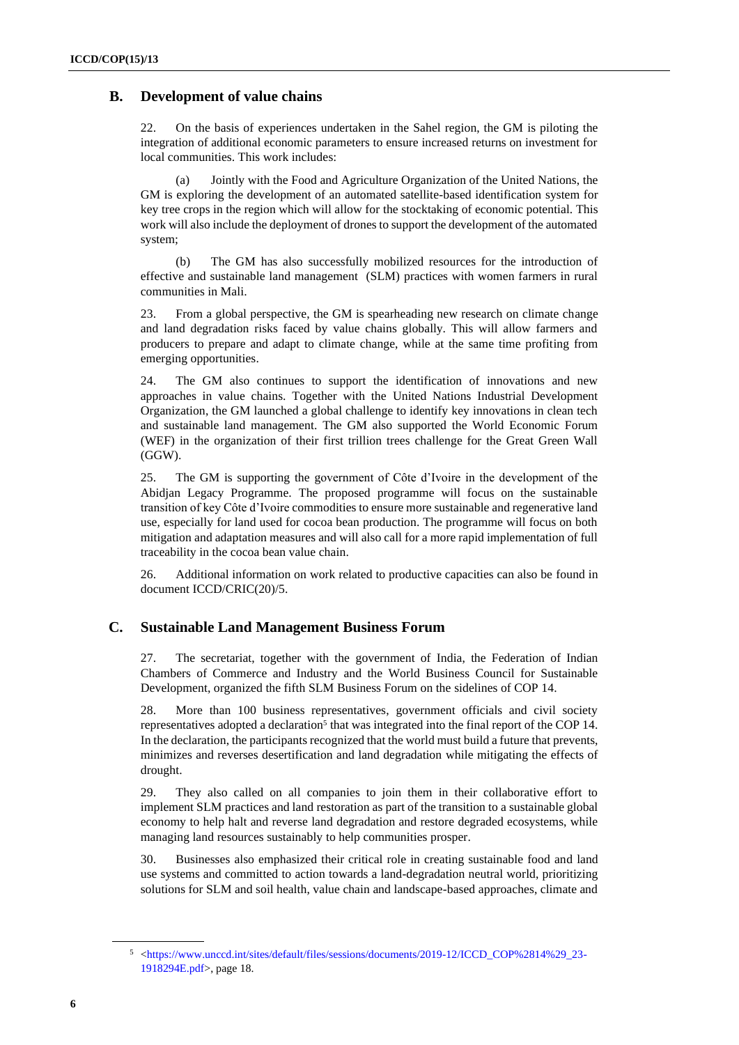## B. Development of value chains

22. On the basis of experiences undertaken in the Sahel region, the GM is piloting the integration of additional economic parameters to ensure increased returns on investment for local communities. This work includes:

(a) Jointly with the Food and Agriculture Organization of the United Nations, the GM is exploring the development of an automated satellite-based identification system for key tree crops in the region which will allow for the stocktaking of economic potential. This work will also include the deployment of drones to support the development of the automated system;

(b) The GM has also successfully mobilized resources for the introduction of effective and sustainable land management (SLM) practices with women farmers in rural communities in Mali.

23. From a global perspective, the GM is spearheading new research on climate change and land degradation risks faced by value chains globally. This will allow farmers and producers to prepare and adapt to climate change, while at the same time profiting from emerging opportunities.

24. The GM also continues to support the identification of innovations and new approaches in value chains. Together with the United Nations Industrial Development Organization, the GM launched a global challenge to identify key innovations in clean tech and sustainable land management. The GM also supported the World Economic Forum (WEF) in the organization of their first trillion trees challenge for the Great Green Wall (GGW).

25. The GM is supporting the government of Côte d'Ivoire in the development of the Abidjan Legacy Programme. The proposed programme will focus on the sustainable transition of key Côte d'Ivoire commodities to ensure more sustainable and regenerative land use, especially for land used for cocoa bean production. The programme will focus on both mitigation and adaptation measures and will also call for a more rapid implementation of full traceability in the cocoa bean value chain.

26. Additional information on work related to productive capacities can also be found in document ICCD/CRIC(20)/5.

## C. Sustainable Land Management Business Forum

27. The secretariat, together with the government of India, the Federation of Indian Chambers of Commerce and Industry and the World Business Council for Sustainable Development, organized the fifth SLM Business Forum on the sidelines of COP 14.

28. More than 100 business representatives, government officials and civil society representatives adopted a declaration[5] that was integrated into the final report of the COP 14. In the declaration, the participants recognized that the world must build a future that prevents, minimizes and reverses desertification and land degradation while mitigating the effects of drought.

29. They also called on all companies to join them in their collaborative effort to implement SLM practices and land restoration as part of the transition to a sustainable global economy to help halt and reverse land degradation and restore degraded ecosystems, while managing land resources sustainably to help communities prosper.

30. Businesses also emphasized their critical role in creating sustainable food and land use systems and committed to action towards a land-degradation neutral world, prioritizing solutions for SLM and soil health, value chain and landscape-based approaches, climate and

---

[5] <https://www.unccd.int/sites/default/files/sessions/documents/2019-12/ICCD_COP%2814%29_23-1918294E.pdf>, page 18.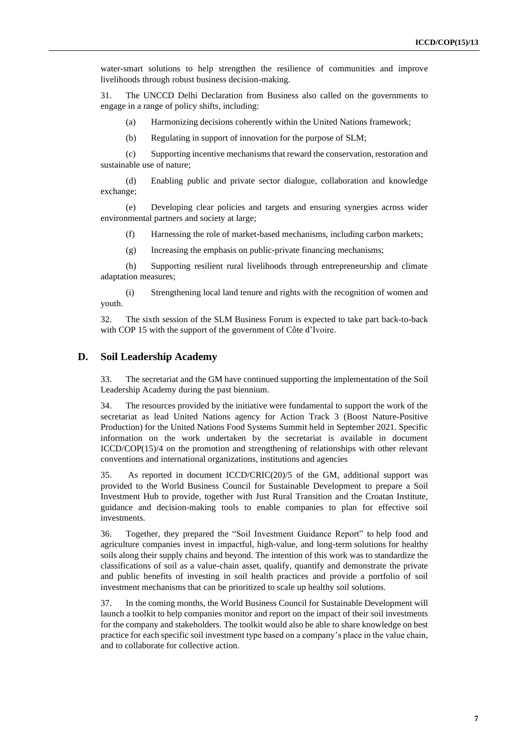water-smart solutions to help strengthen the resilience of communities and improve livelihoods through robust business decision-making.

31. The UNCCD Delhi Declaration from Business also called on the governments to engage in a range of policy shifts, including:

(a) Harmonizing decisions coherently within the United Nations framework;

(b) Regulating in support of innovation for the purpose of SLM;

(c) Supporting incentive mechanisms that reward the conservation, restoration and sustainable use of nature;

(d) Enabling public and private sector dialogue, collaboration and knowledge exchange;

(e) Developing clear policies and targets and ensuring synergies across wider environmental partners and society at large;

(f) Harnessing the role of market-based mechanisms, including carbon markets;

(g) Increasing the emphasis on public-private financing mechanisms;

(h) Supporting resilient rural livelihoods through entrepreneurship and climate adaptation measures;

(i) Strengthening local land tenure and rights with the recognition of women and youth.

32. The sixth session of the SLM Business Forum is expected to take part back-to-back with COP 15 with the support of the government of Côte d'Ivoire.

## D. Soil Leadership Academy

33. The secretariat and the GM have continued supporting the implementation of the Soil Leadership Academy during the past biennium.

34. The resources provided by the initiative were fundamental to support the work of the secretariat as lead United Nations agency for Action Track 3 (Boost Nature-Positive Production) for the United Nations Food Systems Summit held in September 2021. Specific information on the work undertaken by the secretariat is available in document ICCD/COP(15)/4 on the promotion and strengthening of relationships with other relevant conventions and international organizations, institutions and agencies

35. As reported in document ICCD/CRIC(20)/5 of the GM, additional support was provided to the World Business Council for Sustainable Development to prepare a Soil Investment Hub to provide, together with Just Rural Transition and the Croatan Institute, guidance and decision-making tools to enable companies to plan for effective soil investments.

36. Together, they prepared the "Soil Investment Guidance Report" to help food and agriculture companies invest in impactful, high-value, and long-term solutions for healthy soils along their supply chains and beyond. The intention of this work was to standardize the classifications of soil as a value-chain asset, qualify, quantify and demonstrate the private and public benefits of investing in soil health practices and provide a portfolio of soil investment mechanisms that can be prioritized to scale up healthy soil solutions.

37. In the coming months, the World Business Council for Sustainable Development will launch a toolkit to help companies monitor and report on the impact of their soil investments for the company and stakeholders. The toolkit would also be able to share knowledge on best practice for each specific soil investment type based on a company's place in the value chain, and to collaborate for collective action.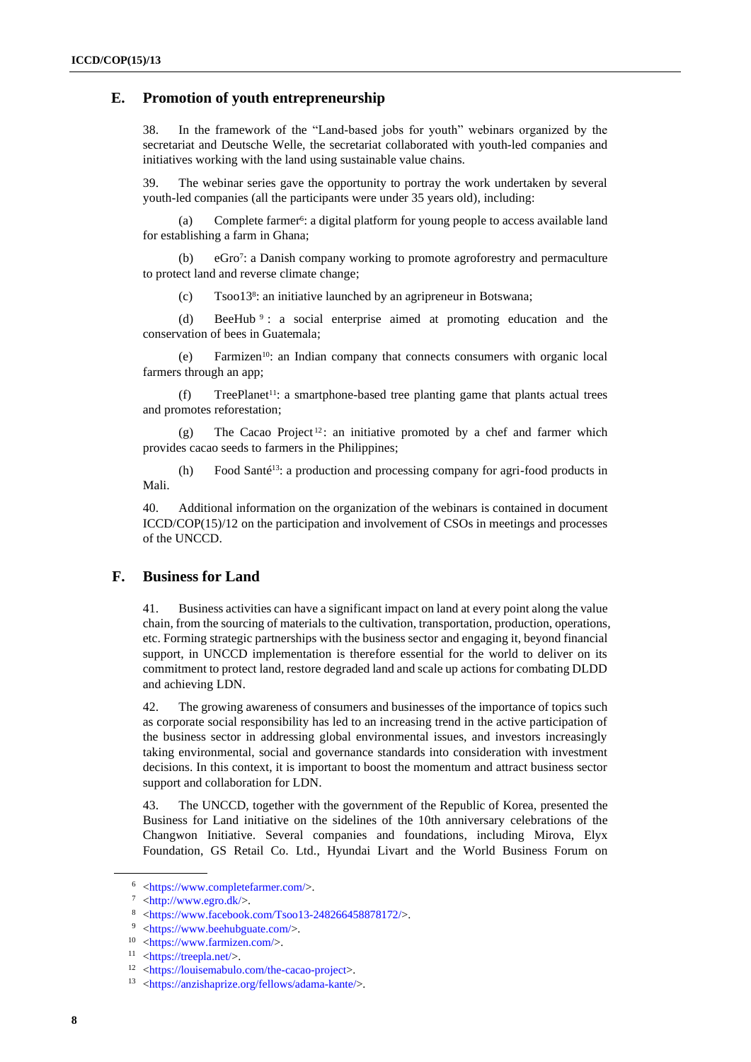## E. Promotion of youth entrepreneurship

38. In the framework of the "Land-based jobs for youth" webinars organized by the secretariat and Deutsche Welle, the secretariat collaborated with youth-led companies and initiatives working with the land using sustainable value chains.

39. The webinar series gave the opportunity to portray the work undertaken by several youth-led companies (all the participants were under 35 years old), including:

(a) Complete farmer[6]: a digital platform for young people to access available land for establishing a farm in Ghana;

(b) eGro[7]: a Danish company working to promote agroforestry and permaculture to protect land and reverse climate change;

(c) Tsoo13[8]: an initiative launched by an agripreneur in Botswana;

(d) BeeHub[9]: a social enterprise aimed at promoting education and the conservation of bees in Guatemala;

(e) Farmizen[10]: an Indian company that connects consumers with organic local farmers through an app;

(f) TreePlanet[11]: a smartphone-based tree planting game that plants actual trees and promotes reforestation;

(g) The Cacao Project[12]: an initiative promoted by a chef and farmer which provides cacao seeds to farmers in the Philippines;

(h) Food Santé[13]: a production and processing company for agri-food products in Mali.

40. Additional information on the organization of the webinars is contained in document ICCD/COP(15)/12 on the participation and involvement of CSOs in meetings and processes of the UNCCD.

## F. Business for Land

41. Business activities can have a significant impact on land at every point along the value chain, from the sourcing of materials to the cultivation, transportation, production, operations, etc. Forming strategic partnerships with the business sector and engaging it, beyond financial support, in UNCCD implementation is therefore essential for the world to deliver on its commitment to protect land, restore degraded land and scale up actions for combating DLDD and achieving LDN.

42. The growing awareness of consumers and businesses of the importance of topics such as corporate social responsibility has led to an increasing trend in the active participation of the business sector in addressing global environmental issues, and investors increasingly taking environmental, social and governance standards into consideration with investment decisions. In this context, it is important to boost the momentum and attract business sector support and collaboration for LDN.

43. The UNCCD, together with the government of the Republic of Korea, presented the Business for Land initiative on the sidelines of the 10th anniversary celebrations of the Changwon Initiative. Several companies and foundations, including Mirova, Elyx Foundation, GS Retail Co. Ltd., Hyundai Livart and the World Business Forum on

---

[6] <https://www.completefarmer.com/>.

[7] <http://www.egro.dk/>.

[8] <https://www.facebook.com/Tsoo13-248266458878172/>.

[9] <https://www.beehubguate.com/>.

[10] <https://www.farmizen.com/>.

[11] <https://treepla.net/>.

[12] <https://louisemabulo.com/the-cacao-project>.

[13] <https://anzishaprize.org/fellows/adama-kante/>.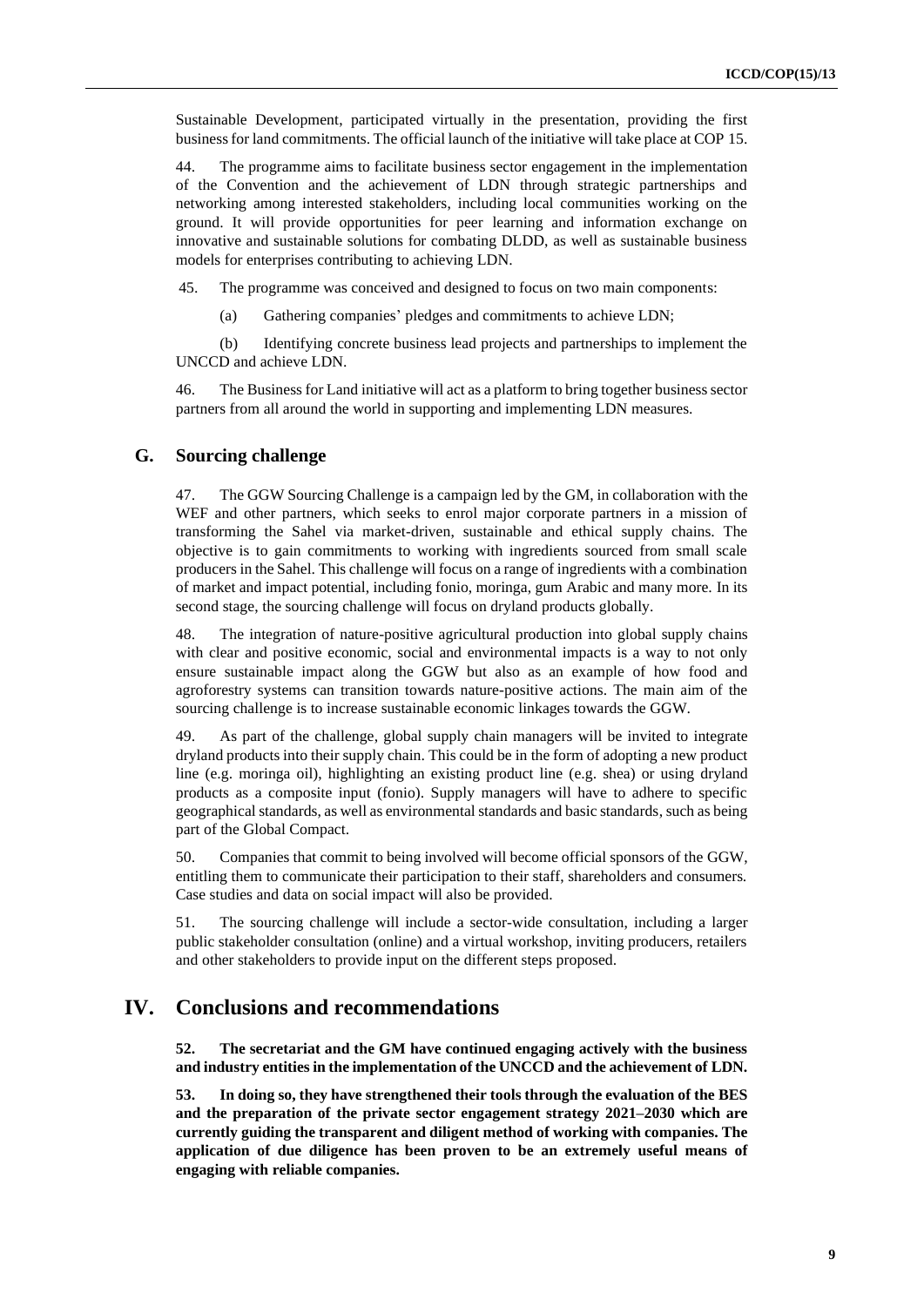Sustainable Development, participated virtually in the presentation, providing the first business for land commitments. The official launch of the initiative will take place at COP 15.

44. The programme aims to facilitate business sector engagement in the implementation of the Convention and the achievement of LDN through strategic partnerships and networking among interested stakeholders, including local communities working on the ground. It will provide opportunities for peer learning and information exchange on innovative and sustainable solutions for combating DLDD, as well as sustainable business models for enterprises contributing to achieving LDN.

45. The programme was conceived and designed to focus on two main components:

(a) Gathering companies' pledges and commitments to achieve LDN;

(b) Identifying concrete business lead projects and partnerships to implement the UNCCD and achieve LDN.

46. The Business for Land initiative will act as a platform to bring together business sector partners from all around the world in supporting and implementing LDN measures.

## G. Sourcing challenge

47. The GGW Sourcing Challenge is a campaign led by the GM, in collaboration with the WEF and other partners, which seeks to enrol major corporate partners in a mission of transforming the Sahel via market-driven, sustainable and ethical supply chains. The objective is to gain commitments to working with ingredients sourced from small scale producers in the Sahel. This challenge will focus on a range of ingredients with a combination of market and impact potential, including fonio, moringa, gum Arabic and many more. In its second stage, the sourcing challenge will focus on dryland products globally.

48. The integration of nature-positive agricultural production into global supply chains with clear and positive economic, social and environmental impacts is a way to not only ensure sustainable impact along the GGW but also as an example of how food and agroforestry systems can transition towards nature-positive actions. The main aim of the sourcing challenge is to increase sustainable economic linkages towards the GGW.

49. As part of the challenge, global supply chain managers will be invited to integrate dryland products into their supply chain. This could be in the form of adopting a new product line (e.g. moringa oil), highlighting an existing product line (e.g. shea) or using dryland products as a composite input (fonio). Supply managers will have to adhere to specific geographical standards, as well as environmental standards and basic standards, such as being part of the Global Compact.

50. Companies that commit to being involved will become official sponsors of the GGW, entitling them to communicate their participation to their staff, shareholders and consumers. Case studies and data on social impact will also be provided.

51. The sourcing challenge will include a sector-wide consultation, including a larger public stakeholder consultation (online) and a virtual workshop, inviting producers, retailers and other stakeholders to provide input on the different steps proposed.

# IV. Conclusions and recommendations

**52. The secretariat and the GM have continued engaging actively with the business and industry entities in the implementation of the UNCCD and the achievement of LDN.**

**53. In doing so, they have strengthened their tools through the evaluation of the BES and the preparation of the private sector engagement strategy 2021–2030 which are currently guiding the transparent and diligent method of working with companies. The application of due diligence has been proven to be an extremely useful means of engaging with reliable companies.**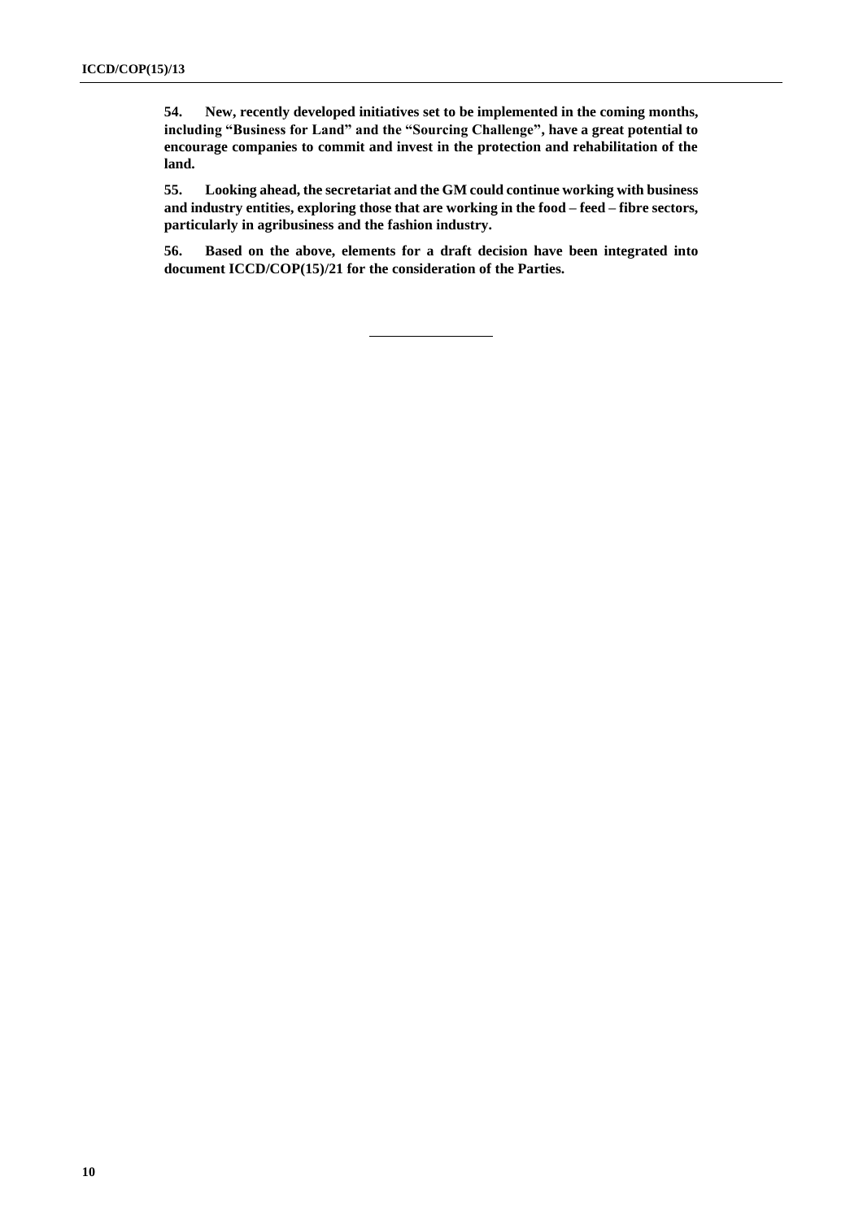**54. New, recently developed initiatives set to be implemented in the coming months, including "Business for Land" and the "Sourcing Challenge", have a great potential to encourage companies to commit and invest in the protection and rehabilitation of the land.**

**55. Looking ahead, the secretariat and the GM could continue working with business and industry entities, exploring those that are working in the food – feed – fibre sectors, particularly in agribusiness and the fashion industry.**

**56. Based on the above, elements for a draft decision have been integrated into document ICCD/COP(15)/21 for the consideration of the Parties.**